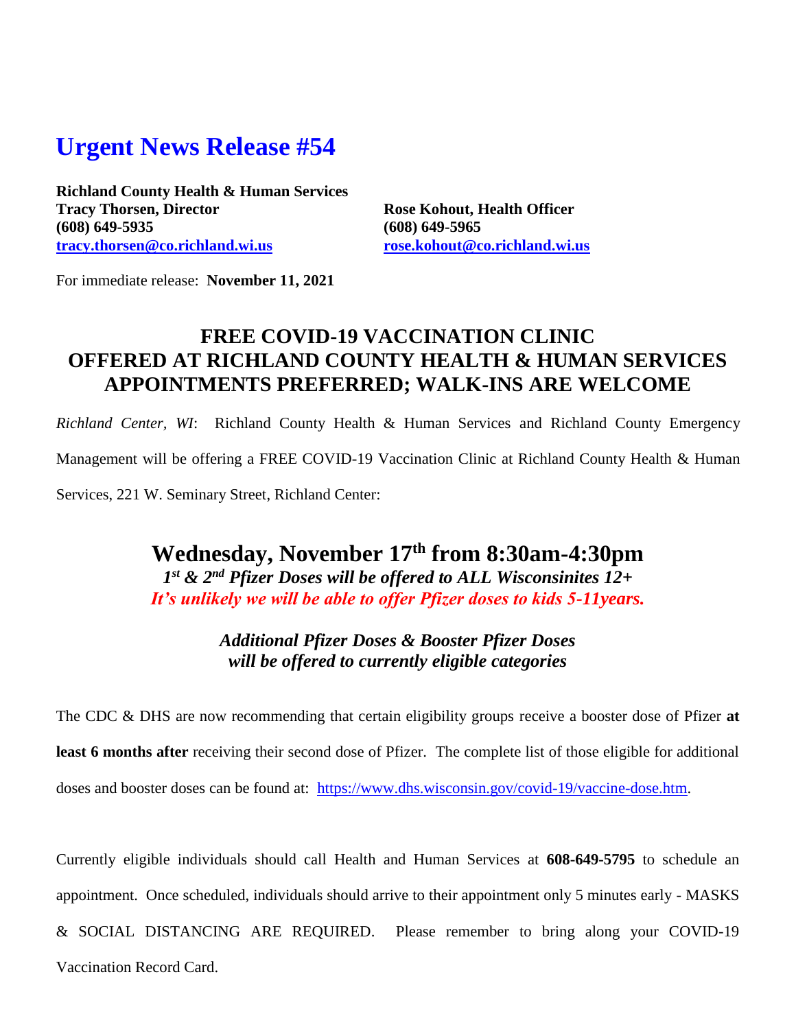# Urgent News Release #54

**Richland County Health & Human Services**
**Tracy Thorsen, Director**
**(608) 649-5935**
**tracy.thorsen@co.richland.wi.us**

**Rose Kohout, Health Officer**
**(608) 649-5965**
**rose.kohout@co.richland.wi.us**

For immediate release: **November 11, 2021**

## FREE COVID-19 VACCINATION CLINIC
## OFFERED AT RICHLAND COUNTY HEALTH & HUMAN SERVICES
## APPOINTMENTS PREFERRED; WALK-INS ARE WELCOME

*Richland Center, WI*: Richland County Health & Human Services and Richland County Emergency Management will be offering a FREE COVID-19 Vaccination Clinic at Richland County Health & Human Services, 221 W. Seminary Street, Richland Center:

## Wednesday, November 17th from 8:30am-4:30pm

***1st & 2nd Pfizer Doses will be offered to ALL Wisconsinites 12+***
***It's unlikely we will be able to offer Pfizer doses to kids 5-11years.***

***Additional Pfizer Doses & Booster Pfizer Doses will be offered to currently eligible categories***

The CDC & DHS are now recommending that certain eligibility groups receive a booster dose of Pfizer **at least 6 months after** receiving their second dose of Pfizer. The complete list of those eligible for additional doses and booster doses can be found at: https://www.dhs.wisconsin.gov/covid-19/vaccine-dose.htm.

Currently eligible individuals should call Health and Human Services at **608-649-5795** to schedule an appointment. Once scheduled, individuals should arrive to their appointment only 5 minutes early - MASKS & SOCIAL DISTANCING ARE REQUIRED. Please remember to bring along your COVID-19 Vaccination Record Card.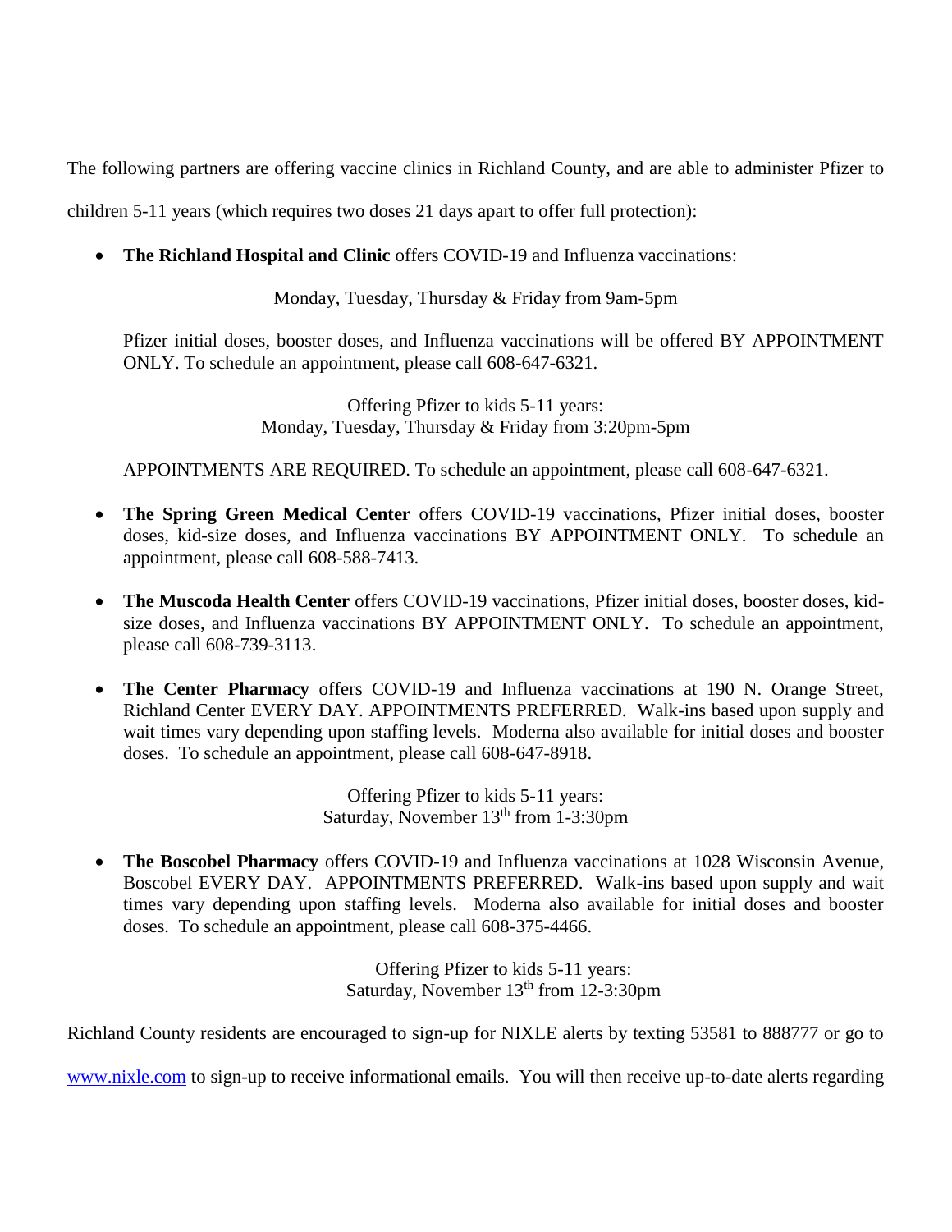The following partners are offering vaccine clinics in Richland County, and are able to administer Pfizer to children 5-11 years (which requires two doses 21 days apart to offer full protection):

- **The Richland Hospital and Clinic** offers COVID-19 and Influenza vaccinations:

  Monday, Tuesday, Thursday & Friday from 9am-5pm

  Pfizer initial doses, booster doses, and Influenza vaccinations will be offered BY APPOINTMENT ONLY. To schedule an appointment, please call 608-647-6321.

  Offering Pfizer to kids 5-11 years:
  Monday, Tuesday, Thursday & Friday from 3:20pm-5pm

  APPOINTMENTS ARE REQUIRED. To schedule an appointment, please call 608-647-6321.

- **The Spring Green Medical Center** offers COVID-19 vaccinations, Pfizer initial doses, booster doses, kid-size doses, and Influenza vaccinations BY APPOINTMENT ONLY. To schedule an appointment, please call 608-588-7413.

- **The Muscoda Health Center** offers COVID-19 vaccinations, Pfizer initial doses, booster doses, kid-size doses, and Influenza vaccinations BY APPOINTMENT ONLY. To schedule an appointment, please call 608-739-3113.

- **The Center Pharmacy** offers COVID-19 and Influenza vaccinations at 190 N. Orange Street, Richland Center EVERY DAY. APPOINTMENTS PREFERRED. Walk-ins based upon supply and wait times vary depending upon staffing levels. Moderna also available for initial doses and booster doses. To schedule an appointment, please call 608-647-8918.

  Offering Pfizer to kids 5-11 years:
  Saturday, November 13th from 1-3:30pm

- **The Boscobel Pharmacy** offers COVID-19 and Influenza vaccinations at 1028 Wisconsin Avenue, Boscobel EVERY DAY. APPOINTMENTS PREFERRED. Walk-ins based upon supply and wait times vary depending upon staffing levels. Moderna also available for initial doses and booster doses. To schedule an appointment, please call 608-375-4466.

  Offering Pfizer to kids 5-11 years:
  Saturday, November 13th from 12-3:30pm

Richland County residents are encouraged to sign-up for NIXLE alerts by texting 53581 to 888777 or go to www.nixle.com to sign-up to receive informational emails. You will then receive up-to-date alerts regarding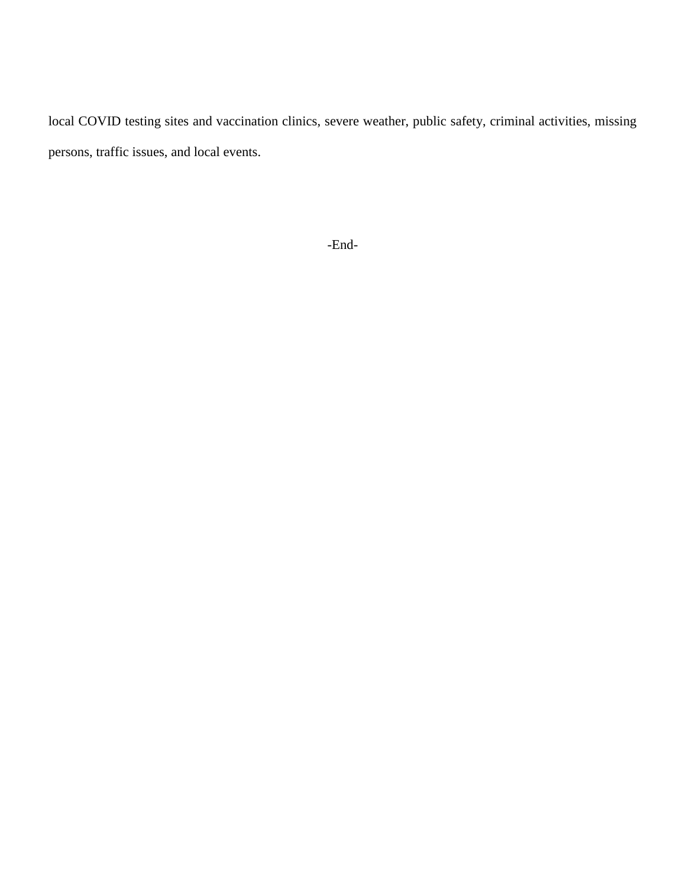local COVID testing sites and vaccination clinics, severe weather, public safety, criminal activities, missing persons, traffic issues, and local events.

-End-